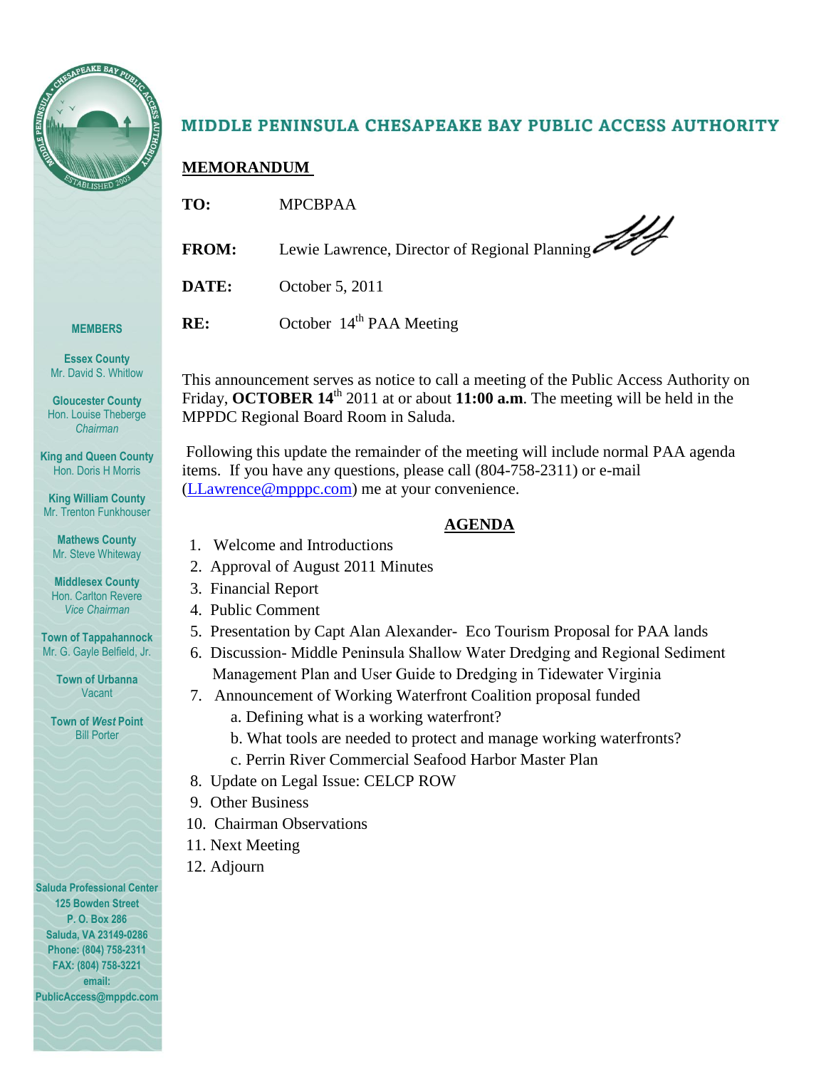# MIDDLE PENINSULA CHESAPEAKE BAY PUBLIC ACCESS AUTHORITY

**MEMBERS**

**Essex County**
Mr. David S. Whitlow

**Gloucester County**
Hon. Louise Theberge
*Chairman*

**King and Queen County**
Hon. Doris H Morris

**King William County**
Mr. Trenton Funkhouser

**Mathews County**
Mr. Steve Whiteway

**Middlesex County**
Hon. Carlton Revere
*Vice Chairman*

**Town of Tappahannock**
Mr. G. Gayle Belfield, Jr.

**Town of Urbanna**
Vacant

**Town of *West* Point**
Bill Porter

**Saluda Professional Center**
**125 Bowden Street**
**P. O. Box 286**
**Saluda, VA 23149-0286**
**Phone: (804) 758-2311**
**FAX: (804) 758-3221**
**email:**
**PublicAccess@mppdc.com**

## MEMORANDUM

**TO:** MPCBPAA

**FROM:** Lewie Lawrence, Director of Regional Planning

**DATE:** October 5, 2011

**RE:** October 14th PAA Meeting

This announcement serves as notice to call a meeting of the Public Access Authority on Friday, **OCTOBER 14th** 2011 at or about **11:00 a.m**. The meeting will be held in the MPPDC Regional Board Room in Saluda.

Following this update the remainder of the meeting will include normal PAA agenda items. If you have any questions, please call (804-758-2311) or e-mail (LLawrence@mpppc.com) me at your convenience.

## AGENDA

1. Welcome and Introductions
2. Approval of August 2011 Minutes
3. Financial Report
4. Public Comment
5. Presentation by Capt Alan Alexander- Eco Tourism Proposal for PAA lands
6. Discussion- Middle Peninsula Shallow Water Dredging and Regional Sediment Management Plan and User Guide to Dredging in Tidewater Virginia
7. Announcement of Working Waterfront Coalition proposal funded
   a. Defining what is a working waterfront?
   b. What tools are needed to protect and manage working waterfronts?
   c. Perrin River Commercial Seafood Harbor Master Plan
8. Update on Legal Issue: CELCP ROW
9. Other Business
10. Chairman Observations
11. Next Meeting
12. Adjourn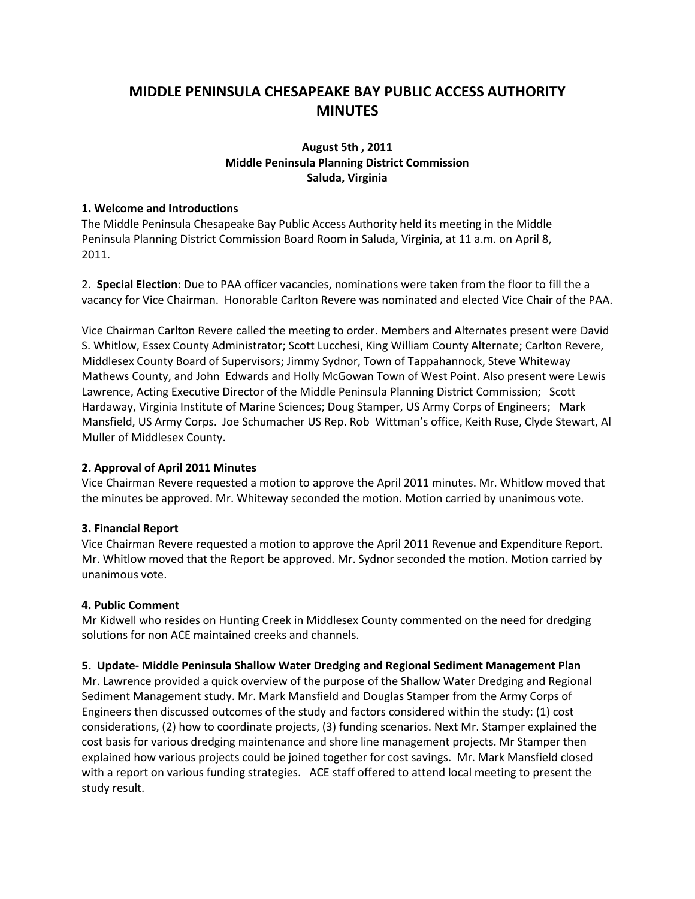# MIDDLE PENINSULA CHESAPEAKE BAY PUBLIC ACCESS AUTHORITY MINUTES

**August 5th , 2011**
**Middle Peninsula Planning District Commission**
**Saluda, Virginia**

**1. Welcome and Introductions**

The Middle Peninsula Chesapeake Bay Public Access Authority held its meeting in the Middle Peninsula Planning District Commission Board Room in Saluda, Virginia, at 11 a.m. on April 8, 2011.

2. **Special Election**: Due to PAA officer vacancies, nominations were taken from the floor to fill the a vacancy for Vice Chairman. Honorable Carlton Revere was nominated and elected Vice Chair of the PAA.

Vice Chairman Carlton Revere called the meeting to order. Members and Alternates present were David S. Whitlow, Essex County Administrator; Scott Lucchesi, King William County Alternate; Carlton Revere, Middlesex County Board of Supervisors; Jimmy Sydnor, Town of Tappahannock, Steve Whiteway Mathews County, and John Edwards and Holly McGowan Town of West Point. Also present were Lewis Lawrence, Acting Executive Director of the Middle Peninsula Planning District Commission; Scott Hardaway, Virginia Institute of Marine Sciences; Doug Stamper, US Army Corps of Engineers; Mark Mansfield, US Army Corps. Joe Schumacher US Rep. Rob Wittman's office, Keith Ruse, Clyde Stewart, Al Muller of Middlesex County.

**2. Approval of April 2011 Minutes**

Vice Chairman Revere requested a motion to approve the April 2011 minutes. Mr. Whitlow moved that the minutes be approved. Mr. Whiteway seconded the motion. Motion carried by unanimous vote.

**3. Financial Report**

Vice Chairman Revere requested a motion to approve the April 2011 Revenue and Expenditure Report. Mr. Whitlow moved that the Report be approved. Mr. Sydnor seconded the motion. Motion carried by unanimous vote.

**4. Public Comment**

Mr Kidwell who resides on Hunting Creek in Middlesex County commented on the need for dredging solutions for non ACE maintained creeks and channels.

**5. Update- Middle Peninsula Shallow Water Dredging and Regional Sediment Management Plan**

Mr. Lawrence provided a quick overview of the purpose of the Shallow Water Dredging and Regional Sediment Management study. Mr. Mark Mansfield and Douglas Stamper from the Army Corps of Engineers then discussed outcomes of the study and factors considered within the study: (1) cost considerations, (2) how to coordinate projects, (3) funding scenarios. Next Mr. Stamper explained the cost basis for various dredging maintenance and shore line management projects. Mr Stamper then explained how various projects could be joined together for cost savings. Mr. Mark Mansfield closed with a report on various funding strategies. ACE staff offered to attend local meeting to present the study result.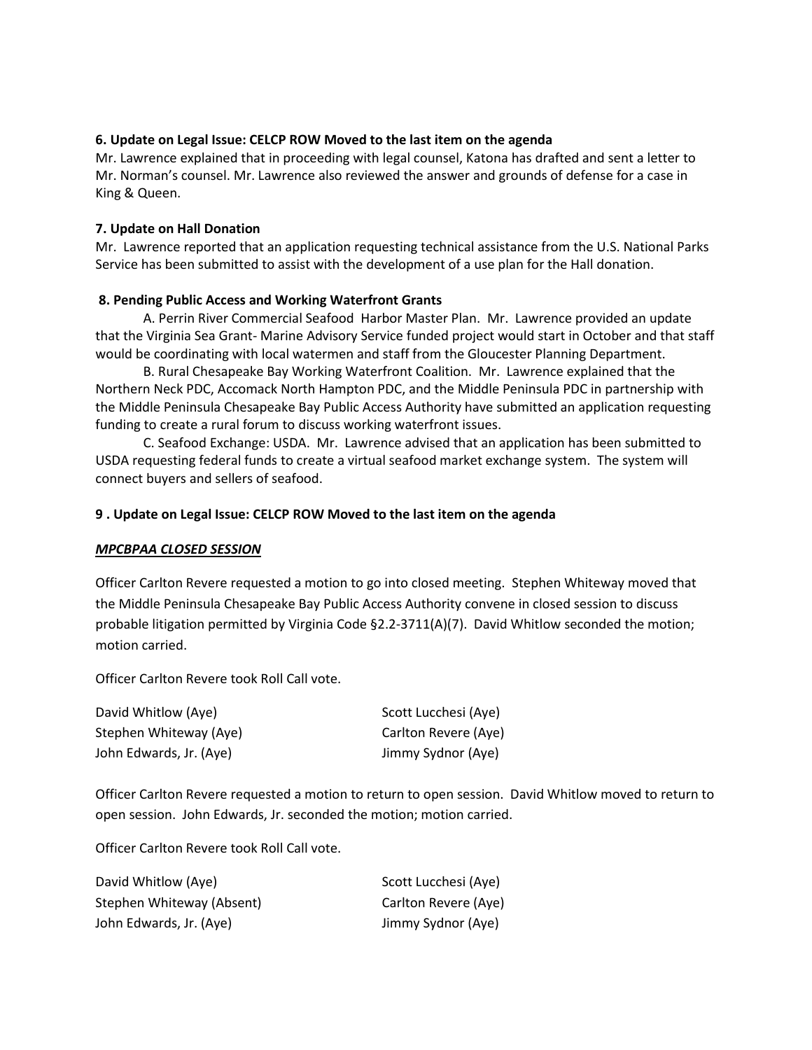**6. Update on Legal Issue: CELCP ROW Moved to the last item on the agenda**

Mr. Lawrence explained that in proceeding with legal counsel, Katona has drafted and sent a letter to Mr. Norman's counsel. Mr. Lawrence also reviewed the answer and grounds of defense for a case in King & Queen.

**7. Update on Hall Donation**

Mr. Lawrence reported that an application requesting technical assistance from the U.S. National Parks Service has been submitted to assist with the development of a use plan for the Hall donation.

**8. Pending Public Access and Working Waterfront Grants**

A. Perrin River Commercial Seafood Harbor Master Plan. Mr. Lawrence provided an update that the Virginia Sea Grant- Marine Advisory Service funded project would start in October and that staff would be coordinating with local watermen and staff from the Gloucester Planning Department.

B. Rural Chesapeake Bay Working Waterfront Coalition. Mr. Lawrence explained that the Northern Neck PDC, Accomack North Hampton PDC, and the Middle Peninsula PDC in partnership with the Middle Peninsula Chesapeake Bay Public Access Authority have submitted an application requesting funding to create a rural forum to discuss working waterfront issues.

C. Seafood Exchange: USDA. Mr. Lawrence advised that an application has been submitted to USDA requesting federal funds to create a virtual seafood market exchange system. The system will connect buyers and sellers of seafood.

**9 . Update on Legal Issue: CELCP ROW Moved to the last item on the agenda**

***MPCBPAA CLOSED SESSION***

Officer Carlton Revere requested a motion to go into closed meeting. Stephen Whiteway moved that the Middle Peninsula Chesapeake Bay Public Access Authority convene in closed session to discuss probable litigation permitted by Virginia Code §2.2-3711(A)(7). David Whitlow seconded the motion; motion carried.

Officer Carlton Revere took Roll Call vote.

David Whitlow (Aye)
Stephen Whiteway (Aye)
John Edwards, Jr. (Aye)
Scott Lucchesi (Aye)
Carlton Revere (Aye)
Jimmy Sydnor (Aye)

Officer Carlton Revere requested a motion to return to open session. David Whitlow moved to return to open session. John Edwards, Jr. seconded the motion; motion carried.

Officer Carlton Revere took Roll Call vote.

David Whitlow (Aye)
Stephen Whiteway (Absent)
John Edwards, Jr. (Aye)
Scott Lucchesi (Aye)
Carlton Revere (Aye)
Jimmy Sydnor (Aye)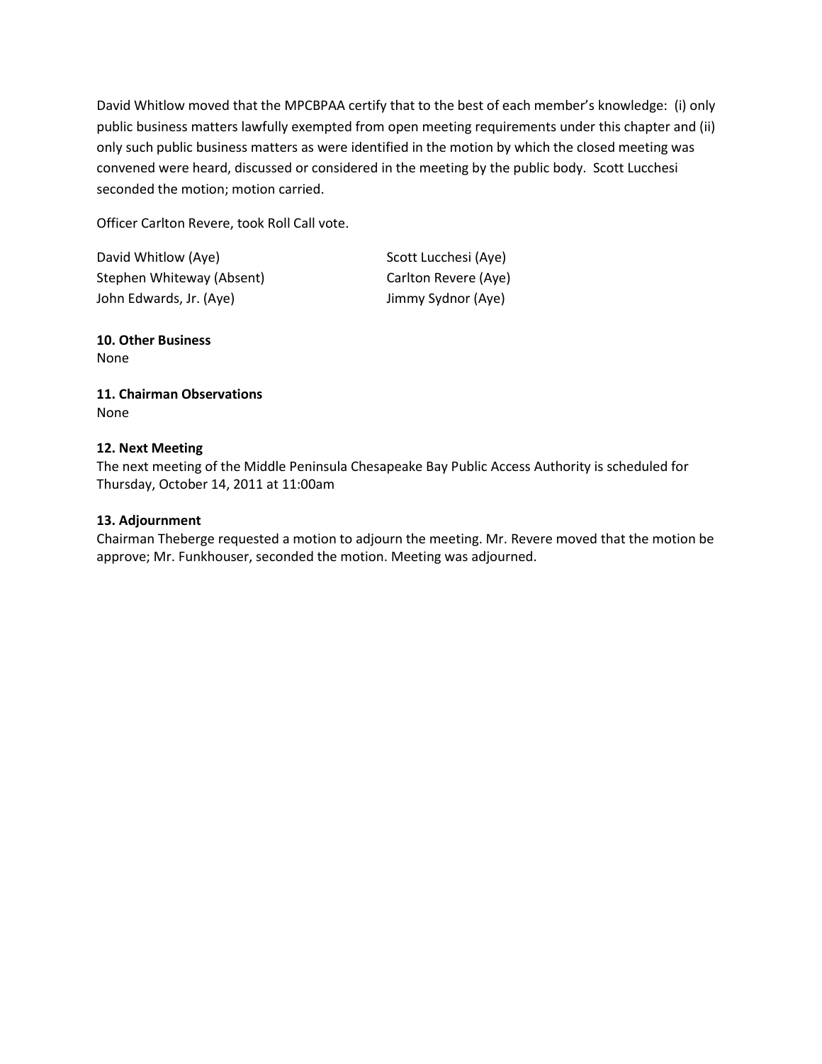David Whitlow moved that the MPCBPAA certify that to the best of each member's knowledge: (i) only public business matters lawfully exempted from open meeting requirements under this chapter and (ii) only such public business matters as were identified in the motion by which the closed meeting was convened were heard, discussed or considered in the meeting by the public body. Scott Lucchesi seconded the motion; motion carried.

Officer Carlton Revere, took Roll Call vote.

| | |
|---|---|
| David Whitlow (Aye) | Scott Lucchesi (Aye) |
| Stephen Whiteway (Absent) | Carlton Revere (Aye) |
| John Edwards, Jr. (Aye) | Jimmy Sydnor (Aye) |

**10. Other Business**
None

**11. Chairman Observations**
None

**12. Next Meeting**
The next meeting of the Middle Peninsula Chesapeake Bay Public Access Authority is scheduled for Thursday, October 14, 2011 at 11:00am

**13. Adjournment**
Chairman Theberge requested a motion to adjourn the meeting. Mr. Revere moved that the motion be approve; Mr. Funkhouser, seconded the motion. Meeting was adjourned.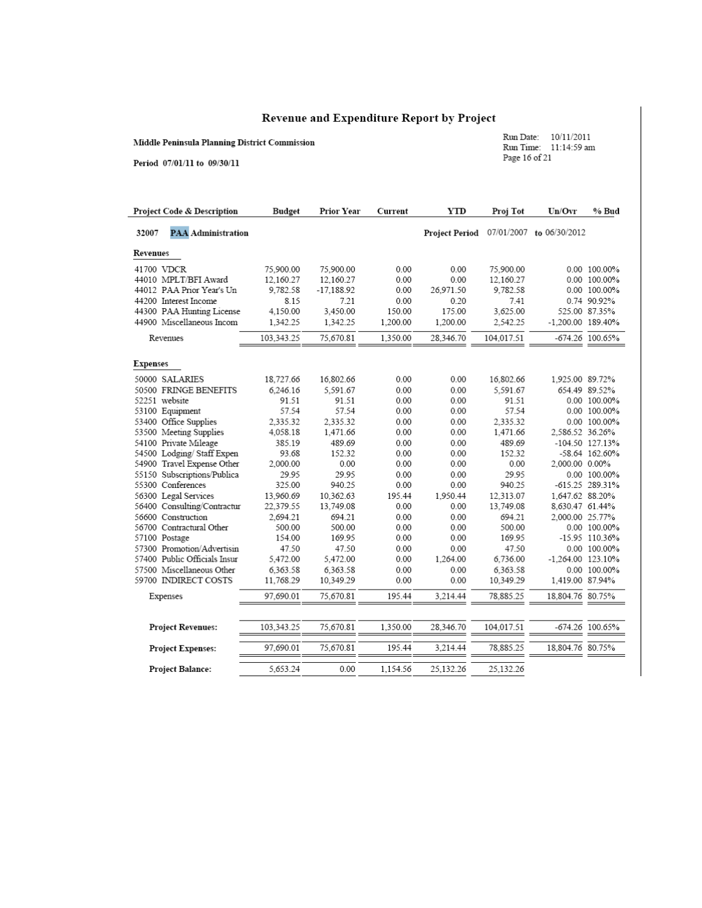# Revenue and Expenditure Report by Project

**Middle Peninsula Planning District Commission**

**Period 07/01/11 to 09/30/11**

Run Date: 10/11/2011
Run Time: 11:14:59 am

| Project Code & Description | Budget | Prior Year | Current | YTD | Proj Tot | Un/Ovr | % Bud |
|---|---|---|---|---|---|---|---|
| **32007 PAA Administration** | | | | **Project Period** | 07/01/2007 to 06/30/2012 | | |
| **Revenues** | | | | | | | |
| 41700 VDCR | 75,900.00 | 75,900.00 | 0.00 | 0.00 | 75,900.00 | 0.00 | 100.00% |
| 44010 MPLT/BFI Award | 12,160.27 | 12,160.27 | 0.00 | 0.00 | 12,160.27 | 0.00 | 100.00% |
| 44012 PAA Prior Year's Un | 9,782.58 | -17,188.92 | 0.00 | 26,971.50 | 9,782.58 | 0.00 | 100.00% |
| 44200 Interest Income | 8.15 | 7.21 | 0.00 | 0.20 | 7.41 | 0.74 | 90.92% |
| 44300 PAA Hunting License | 4,150.00 | 3,450.00 | 150.00 | 175.00 | 3,625.00 | 525.00 | 87.35% |
| 44900 Miscellaneous Incom | 1,342.25 | 1,342.25 | 1,200.00 | 1,200.00 | 2,542.25 | -1,200.00 | 189.40% |
| Revenues | 103,343.25 | 75,670.81 | 1,350.00 | 28,346.70 | 104,017.51 | -674.26 | 100.65% |
| **Expenses** | | | | | | | |
| 50000 SALARIES | 18,727.66 | 16,802.66 | 0.00 | 0.00 | 16,802.66 | 1,925.00 | 89.72% |
| 50500 FRINGE BENEFITS | 6,246.16 | 5,591.67 | 0.00 | 0.00 | 5,591.67 | 654.49 | 89.52% |
| 52251 website | 91.51 | 91.51 | 0.00 | 0.00 | 91.51 | 0.00 | 100.00% |
| 53100 Equipment | 57.54 | 57.54 | 0.00 | 0.00 | 57.54 | 0.00 | 100.00% |
| 53400 Office Supplies | 2,335.32 | 2,335.32 | 0.00 | 0.00 | 2,335.32 | 0.00 | 100.00% |
| 53500 Meeting Supplies | 4,058.18 | 1,471.66 | 0.00 | 0.00 | 1,471.66 | 2,586.52 | 36.26% |
| 54100 Private Mileage | 385.19 | 489.69 | 0.00 | 0.00 | 489.69 | -104.50 | 127.13% |
| 54500 Lodging/ Staff Expen | 93.68 | 152.32 | 0.00 | 0.00 | 152.32 | -58.64 | 162.60% |
| 54900 Travel Expense Other | 2,000.00 | 0.00 | 0.00 | 0.00 | 0.00 | 2,000.00 | 0.00% |
| 55150 Subscriptions/Publica | 29.95 | 29.95 | 0.00 | 0.00 | 29.95 | 0.00 | 100.00% |
| 55300 Conferences | 325.00 | 940.25 | 0.00 | 0.00 | 940.25 | -615.25 | 289.31% |
| 56300 Legal Services | 13,960.69 | 10,362.63 | 195.44 | 1,950.44 | 12,313.07 | 1,647.62 | 88.20% |
| 56400 Consulting/Contractur | 22,379.55 | 13,749.08 | 0.00 | 0.00 | 13,749.08 | 8,630.47 | 61.44% |
| 56600 Construction | 2,694.21 | 694.21 | 0.00 | 0.00 | 694.21 | 2,000.00 | 25.77% |
| 56700 Contractural Other | 500.00 | 500.00 | 0.00 | 0.00 | 500.00 | 0.00 | 100.00% |
| 57100 Postage | 154.00 | 169.95 | 0.00 | 0.00 | 169.95 | -15.95 | 110.36% |
| 57300 Promotion/Advertisin | 47.50 | 47.50 | 0.00 | 0.00 | 47.50 | 0.00 | 100.00% |
| 57400 Public Officials Insur | 5,472.00 | 5,472.00 | 0.00 | 1,264.00 | 6,736.00 | -1,264.00 | 123.10% |
| 57500 Miscellaneous Other | 6,363.58 | 6,363.58 | 0.00 | 0.00 | 6,363.58 | 0.00 | 100.00% |
| 59700 INDIRECT COSTS | 11,768.29 | 10,349.29 | 0.00 | 0.00 | 10,349.29 | 1,419.00 | 87.94% |
| Expenses | 97,690.01 | 75,670.81 | 195.44 | 3,214.44 | 78,885.25 | 18,804.76 | 80.75% |
| **Project Revenues:** | 103,343.25 | 75,670.81 | 1,350.00 | 28,346.70 | 104,017.51 | -674.26 | 100.65% |
| **Project Expenses:** | 97,690.01 | 75,670.81 | 195.44 | 3,214.44 | 78,885.25 | 18,804.76 | 80.75% |
| **Project Balance:** | 5,653.24 | 0.00 | 1,154.56 | 25,132.26 | 25,132.26 | | |